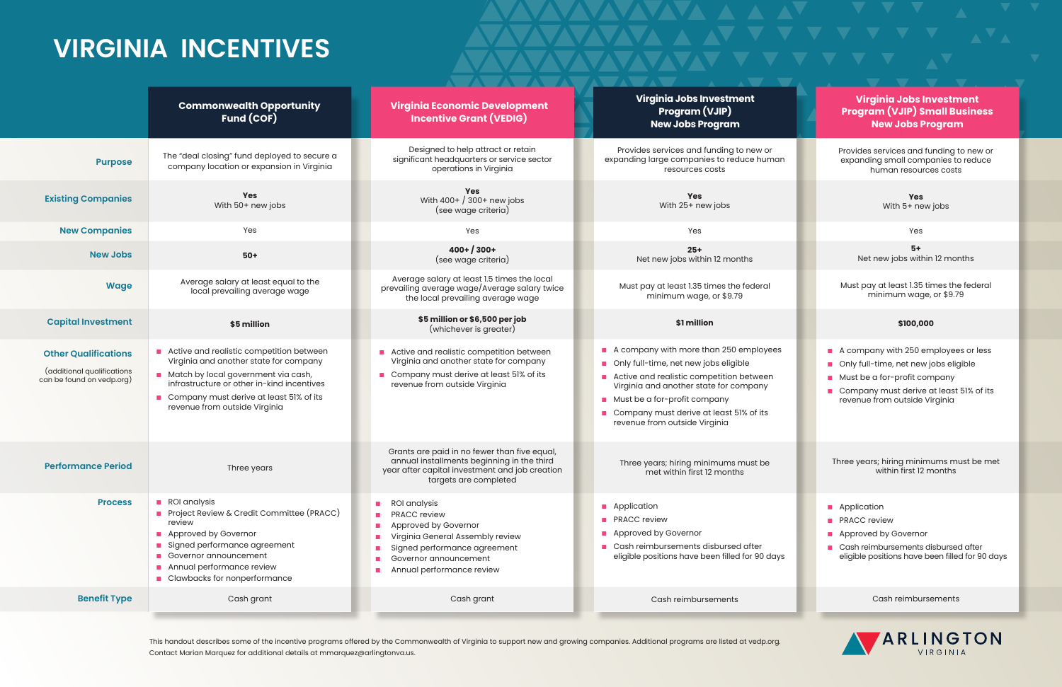# VIRGINIA INCENTIVES

| | Commonwealth Opportunity Fund (COF) | Virginia Economic Development Incentive Grant (VEDIG) | Virginia Jobs Investment Program (VJIP) New Jobs Program | Virginia Jobs Investment Program (VJIP) Small Business New Jobs Program |
|---|---|---|---|---|
| **Purpose** | The "deal closing" fund deployed to secure a company location or expansion in Virginia | Designed to help attract or retain significant headquarters or service sector operations in Virginia | Provides services and funding to new or expanding large companies to reduce human resources costs | Provides services and funding to new or expanding small companies to reduce human resources costs |
| **Existing Companies** | **Yes** With 50+ new jobs | **Yes** With 400+ / 300+ new jobs (see wage criteria) | **Yes** With 25+ new jobs | **Yes** With 5+ new jobs |
| **New Companies** | Yes | Yes | Yes | Yes |
| **New Jobs** | **50+** | **400+ / 300+** (see wage criteria) | **25+** Net new jobs within 12 months | **5+** Net new jobs within 12 months |
| **Wage** | Average salary at least equal to the local prevailing average wage | Average salary at least 1.5 times the local prevailing average wage/Average salary twice the local prevailing average wage | Must pay at least 1.35 times the federal minimum wage, or $9.79 | Must pay at least 1.35 times the federal minimum wage, or $9.79 |
| **Capital Investment** | **$5 million** | **$5 million or $6,500 per job** (whichever is greater) | **$1 million** | **$100,000** |
| **Other Qualifications** (additional qualifications can be found on vedp.org) | • Active and realistic competition between Virginia and another state for company<br>• Match by local government via cash, infrastructure or other in-kind incentives<br>• Company must derive at least 51% of its revenue from outside Virginia | • Active and realistic competition between Virginia and another state for company<br>• Company must derive at least 51% of its revenue from outside Virginia | • A company with more than 250 employees<br>• Only full-time, net new jobs eligible<br>• Active and realistic competition between Virginia and another state for company<br>• Must be a for-profit company<br>• Company must derive at least 51% of its revenue from outside Virginia | • A company with 250 employees or less<br>• Only full-time, net new jobs eligible<br>• Must be a for-profit company<br>• Company must derive at least 51% of its revenue from outside Virginia |
| **Performance Period** | Three years | Grants are paid in no fewer than five equal, annual installments beginning in the third year after capital investment and job creation targets are completed | Three years; hiring minimums must be met within first 12 months | Three years; hiring minimums must be met within first 12 months |
| **Process** | • ROI analysis<br>• Project Review & Credit Committee (PRACC) review<br>• Approved by Governor<br>• Signed performance agreement<br>• Governor announcement<br>• Annual performance review<br>• Clawbacks for nonperformance | • ROI analysis<br>• PRACC review<br>• Approved by Governor<br>• Virginia General Assembly review<br>• Signed performance agreement<br>• Governor announcement<br>• Annual performance review | • Application<br>• PRACC review<br>• Approved by Governor<br>• Cash reimbursements disbursed after eligible positions have been filled for 90 days | • Application<br>• PRACC review<br>• Approved by Governor<br>• Cash reimbursements disbursed after eligible positions have been filled for 90 days |
| **Benefit Type** | Cash grant | Cash grant | Cash reimbursements | Cash reimbursements |

This handout describes some of the incentive programs offered by the Commonwealth of Virginia to support new and growing companies. Additional programs are listed at vedp.org. Contact Marian Marquez for additional details at mmarquez@arlingtonva.us.

ARLINGTON VIRGINIA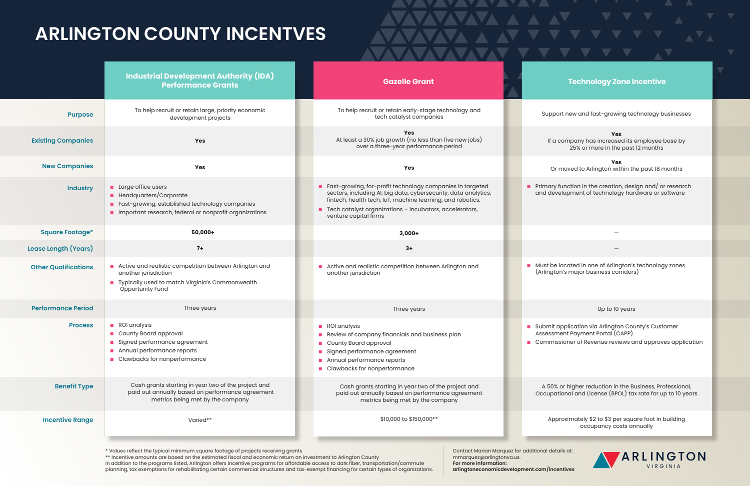# ARLINGTON COUNTY INCENTVES

| | Industrial Development Authority (IDA) Performance Grants | Gazelle Grant | Technology Zone Incentive |
|---|---|---|---|
| **Purpose** | To help recruit or retain large, priority economic development projects | To help recruit or retain early-stage technology and tech catalyst companies | Support new and fast-growing technology businesses |
| **Existing Companies** | **Yes** | **Yes**<br>At least a 30% job growth (no less than five new jobs) over a three-year performance period | **Yes**<br>If a company has increased its employee base by 25% or more in the past 12 months |
| **New Companies** | **Yes** | **Yes** | **Yes**<br>Or moved to Arlington within the past 18 months |
| **Industry** | ■ Large office users<br>■ Headquarters/Corporate<br>■ Fast-growing, established technology companies<br>■ Important research, federal or nonprofit organizations | ■ Fast-growing, for-profit technology companies in targeted sectors, including AI, big data, cybersecurity, data analytics, fintech, health tech, IoT, machine learning, and robotics.<br>■ Tech catalyst organizations – incubators, accelerators, venture capital firms | ■ Primary function in the creation, design and/ or research and development of technology hardware or software |
| **Square Footage*** | **50,000+** | **3,000+** | – |
| **Lease Length (Years)** | **7+** | **3+** | – |
| **Other Qualifications** | ■ Active and realistic competition between Arlington and another jurisdiction<br>■ Typically used to match Virginia's Commonwealth Opportunity Fund | ■ Active and realistic competition between Arlington and another jurisdiction | ■ Must be located in one of Arlington's technology zones (Arlington's major business corridors) |
| **Performance Period** | Three years | Three years | Up to 10 years |
| **Process** | ■ ROI analysis<br>■ County Board approval<br>■ Signed performance agreement<br>■ Annual performance reports<br>■ Clawbacks for nonperformance | ■ ROI analysis<br>■ Review of company financials and business plan<br>■ County Board approval<br>■ Signed performance agreement<br>■ Annual performance reports<br>■ Clawbacks for nonperformance | ■ Submit application via Arlington County's Customer Assessment Payment Portal (CAPP).<br>■ Commissioner of Revenue reviews and approves application |
| **Benefit Type** | Cash grants starting in year two of the project and paid out annually based on performance agreement metrics being met by the company | Cash grants starting in year two of the project and paid out annually based on performance agreement metrics being met by the company | A 50% or higher reduction in the Business, Professional, Occupational and License (BPOL) tax rate for up to 10 years |
| **Incentive Range** | Varied** | $10,000 to $150,000** | Approximately $2 to $3 per square foot in building occupancy costs annually |

\* Values reflect the typical minimum square footage of projects receiving grants
** Incentive amounts are based on the estimated fiscal and economic return on investment to Arlington County
In addition to the programs listed, Arlington offers incentive programs for affordable access to dark fiber, transportation/commute planning, tax exemptions for rehabilitating certain commercial structures and tax-exempt financing for certain types of organizations.

Contact Marian Marquez for additional details at:
mmarquez@arlingtonva.us.
**For more information:**
**arlingtoneconomicdevelopment.com/incentives**

ARLINGTON
VIRGINIA